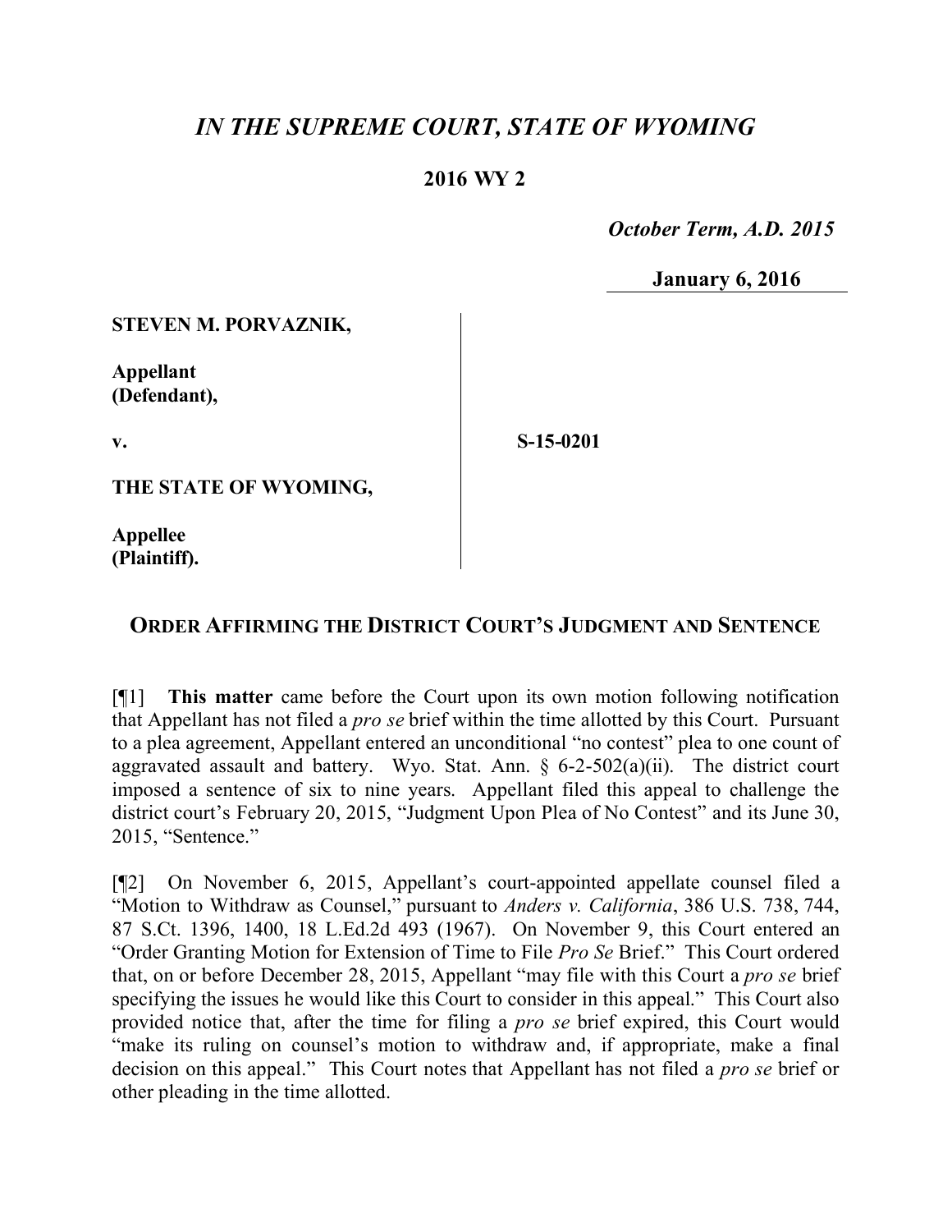# *IN THE SUPREME COURT, STATE OF WYOMING*

**2016 WY 2**

*October Term, A.D. 2015*

**January 6, 2016**

**STEVEN M. PORVAZNIK,**

**Appellant (Defendant),**

**v.**

**S-15-0201**

**THE STATE OF WYOMING,**

**Appellee (Plaintiff).**

## ORDER AFFIRMING THE DISTRICT COURT'S JUDGMENT AND SENTENCE

[¶1] **This matter** came before the Court upon its own motion following notification that Appellant has not filed a *pro se* brief within the time allotted by this Court. Pursuant to a plea agreement, Appellant entered an unconditional "no contest" plea to one count of aggravated assault and battery. Wyo. Stat. Ann. § 6-2-502(a)(ii). The district court imposed a sentence of six to nine years. Appellant filed this appeal to challenge the district court's February 20, 2015, "Judgment Upon Plea of No Contest" and its June 30, 2015, "Sentence."

[¶2] On November 6, 2015, Appellant's court-appointed appellate counsel filed a "Motion to Withdraw as Counsel," pursuant to *Anders v. California*, 386 U.S. 738, 744, 87 S.Ct. 1396, 1400, 18 L.Ed.2d 493 (1967). On November 9, this Court entered an "Order Granting Motion for Extension of Time to File *Pro Se* Brief." This Court ordered that, on or before December 28, 2015, Appellant "may file with this Court a *pro se* brief specifying the issues he would like this Court to consider in this appeal." This Court also provided notice that, after the time for filing a *pro se* brief expired, this Court would "make its ruling on counsel's motion to withdraw and, if appropriate, make a final decision on this appeal." This Court notes that Appellant has not filed a *pro se* brief or other pleading in the time allotted.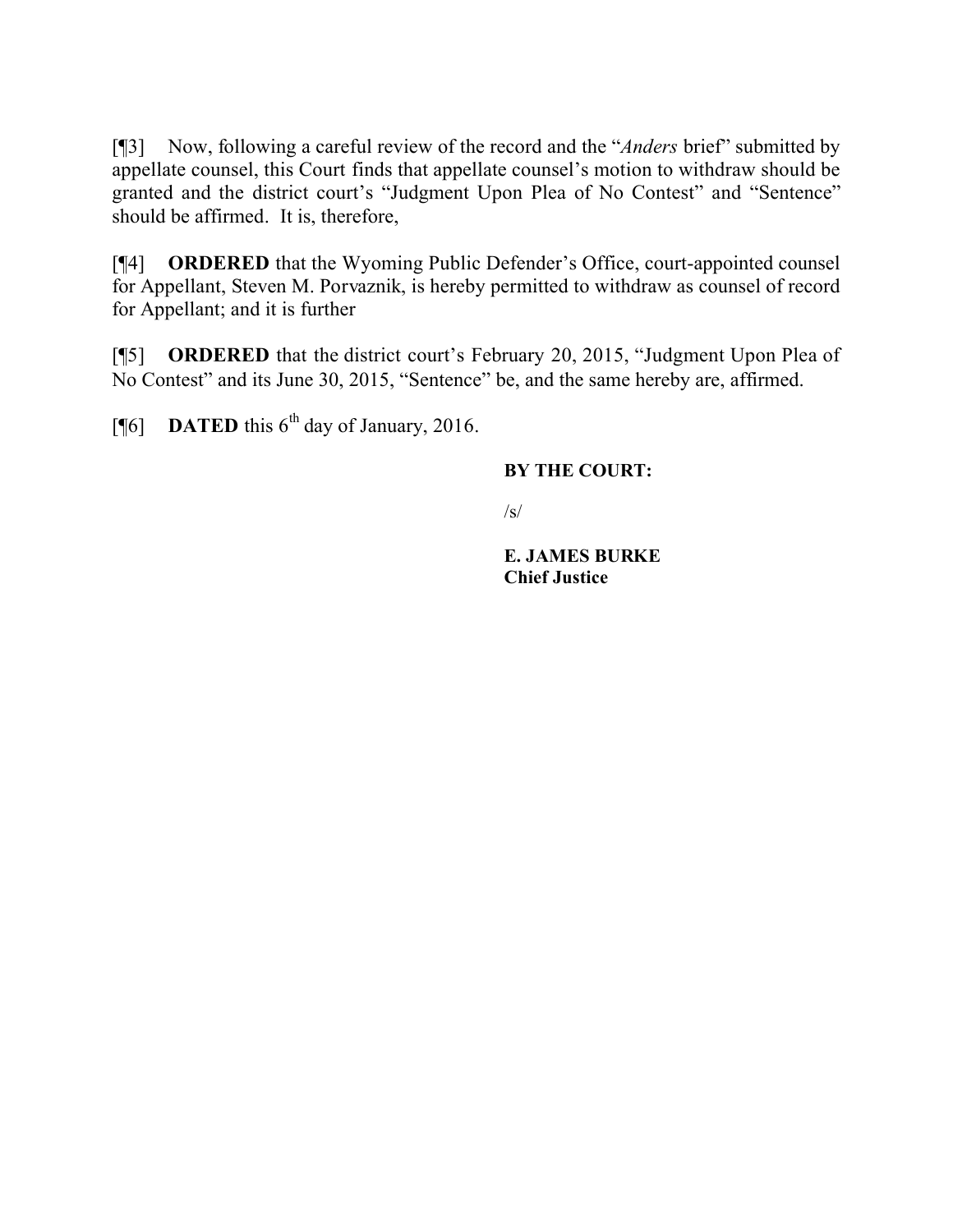[¶3] Now, following a careful review of the record and the "*Anders* brief" submitted by appellate counsel, this Court finds that appellate counsel's motion to withdraw should be granted and the district court's "Judgment Upon Plea of No Contest" and "Sentence" should be affirmed. It is, therefore,

[¶4] **ORDERED** that the Wyoming Public Defender's Office, court-appointed counsel for Appellant, Steven M. Porvaznik, is hereby permitted to withdraw as counsel of record for Appellant; and it is further

[¶5] **ORDERED** that the district court's February 20, 2015, "Judgment Upon Plea of No Contest" and its June 30, 2015, "Sentence" be, and the same hereby are, affirmed.

[¶6] **DATED** this 6th day of January, 2016.

**BY THE COURT:**

/s/

**E. JAMES BURKE**
**Chief Justice**